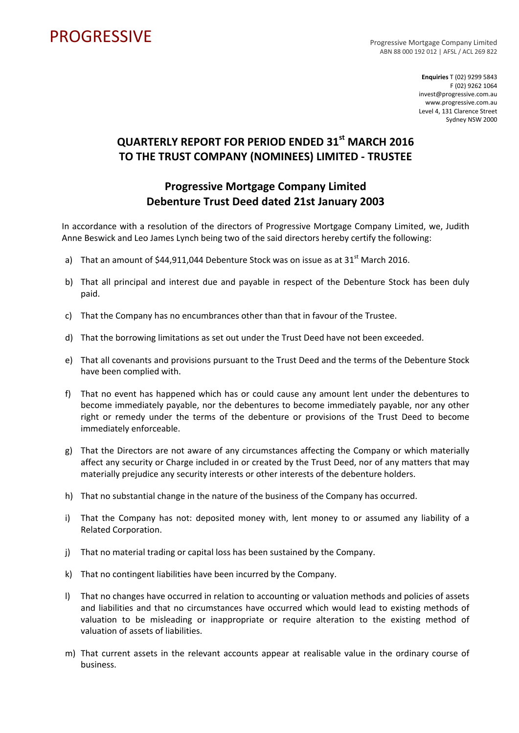PROGRESSIVE

Progressive Mortgage Company Limited
ABN 88 000 192 012 | AFSL / ACL 269 822

**Enquiries** T (02) 9299 5843
F (02) 9262 1064
invest@progressive.com.au
www.progressive.com.au
Level 4, 131 Clarence Street
Sydney NSW 2000

# QUARTERLY REPORT FOR PERIOD ENDED 31st MARCH 2016 TO THE TRUST COMPANY (NOMINEES) LIMITED - TRUSTEE

## Progressive Mortgage Company Limited Debenture Trust Deed dated 21st January 2003

In accordance with a resolution of the directors of Progressive Mortgage Company Limited, we, Judith Anne Beswick and Leo James Lynch being two of the said directors hereby certify the following:

a) That an amount of $44,911,044 Debenture Stock was on issue as at 31st March 2016.

b) That all principal and interest due and payable in respect of the Debenture Stock has been duly paid.

c) That the Company has no encumbrances other than that in favour of the Trustee.

d) That the borrowing limitations as set out under the Trust Deed have not been exceeded.

e) That all covenants and provisions pursuant to the Trust Deed and the terms of the Debenture Stock have been complied with.

f) That no event has happened which has or could cause any amount lent under the debentures to become immediately payable, nor the debentures to become immediately payable, nor any other right or remedy under the terms of the debenture or provisions of the Trust Deed to become immediately enforceable.

g) That the Directors are not aware of any circumstances affecting the Company or which materially affect any security or Charge included in or created by the Trust Deed, nor of any matters that may materially prejudice any security interests or other interests of the debenture holders.

h) That no substantial change in the nature of the business of the Company has occurred.

i) That the Company has not: deposited money with, lent money to or assumed any liability of a Related Corporation.

j) That no material trading or capital loss has been sustained by the Company.

k) That no contingent liabilities have been incurred by the Company.

l) That no changes have occurred in relation to accounting or valuation methods and policies of assets and liabilities and that no circumstances have occurred which would lead to existing methods of valuation to be misleading or inappropriate or require alteration to the existing method of valuation of assets of liabilities.

m) That current assets in the relevant accounts appear at realisable value in the ordinary course of business.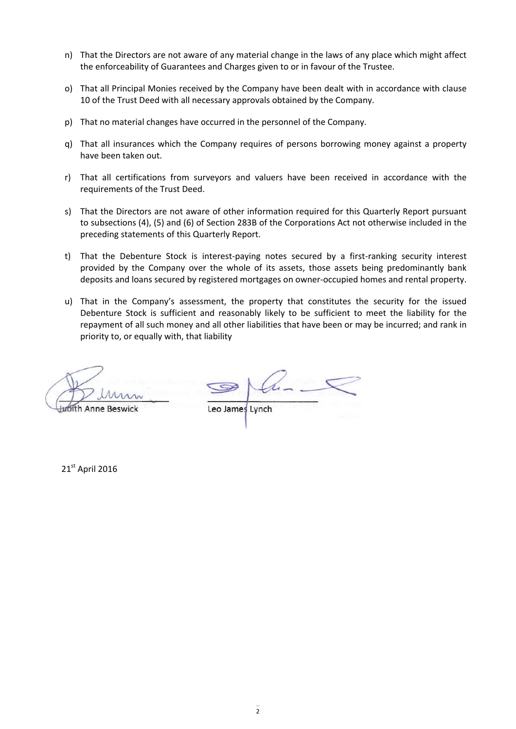n) That the Directors are not aware of any material change in the laws of any place which might affect the enforceability of Guarantees and Charges given to or in favour of the Trustee.

o) That all Principal Monies received by the Company have been dealt with in accordance with clause 10 of the Trust Deed with all necessary approvals obtained by the Company.

p) That no material changes have occurred in the personnel of the Company.

q) That all insurances which the Company requires of persons borrowing money against a property have been taken out.

r) That all certifications from surveyors and valuers have been received in accordance with the requirements of the Trust Deed.

s) That the Directors are not aware of other information required for this Quarterly Report pursuant to subsections (4), (5) and (6) of Section 283B of the Corporations Act not otherwise included in the preceding statements of this Quarterly Report.

t) That the Debenture Stock is interest-paying notes secured by a first-ranking security interest provided by the Company over the whole of its assets, those assets being predominantly bank deposits and loans secured by registered mortgages on owner-occupied homes and rental property.

u) That in the Company's assessment, the property that constitutes the security for the issued Debenture Stock is sufficient and reasonably likely to be sufficient to meet the liability for the repayment of all such money and all other liabilities that have been or may be incurred; and rank in priority to, or equally with, that liability

Judith Anne Beswick

Leo James Lynch

21st April 2016